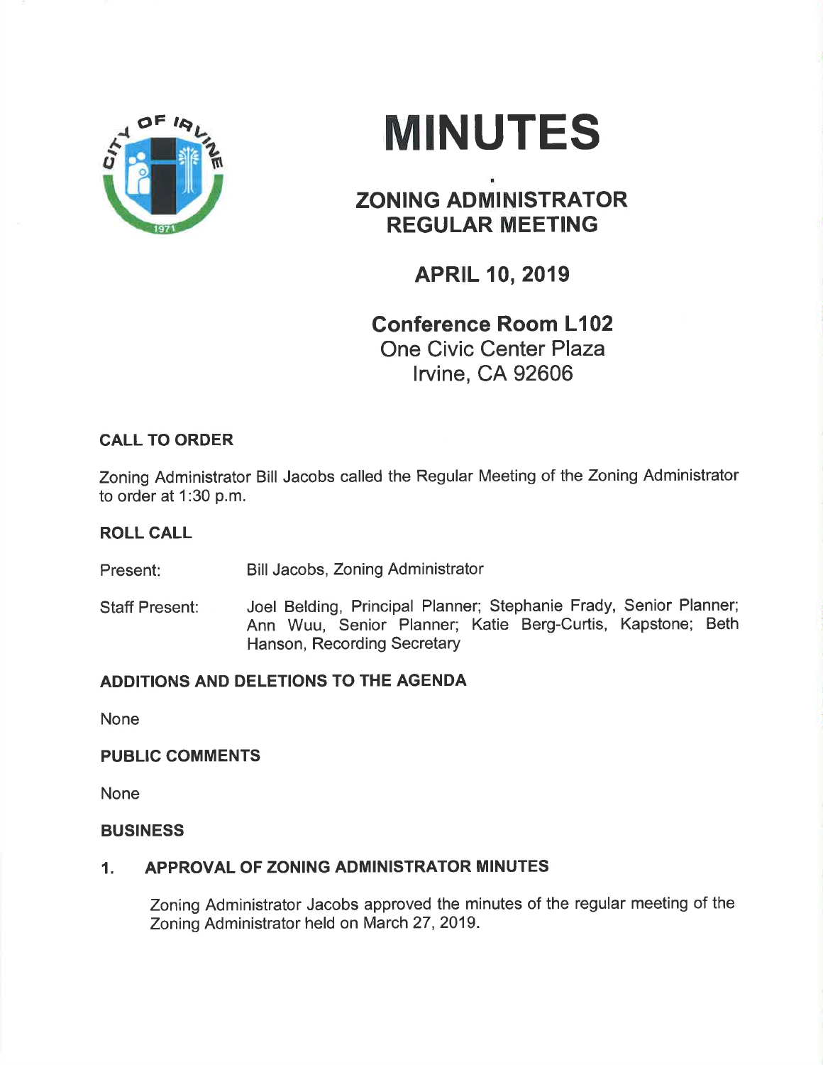# MINUTES

## ZONING ADMINISTRATOR REGULAR MEETING

### APRIL 10, 2019

**Conference Room L102**
One Civic Center Plaza
Irvine, CA 92606

### CALL TO ORDER

Zoning Administrator Bill Jacobs called the Regular Meeting of the Zoning Administrator to order at 1:30 p.m.

### ROLL CALL

Present: Bill Jacobs, Zoning Administrator

Staff Present: Joel Belding, Principal Planner; Stephanie Frady, Senior Planner; Ann Wuu, Senior Planner; Katie Berg-Curtis, Kapstone; Beth Hanson, Recording Secretary

### ADDITIONS AND DELETIONS TO THE AGENDA

None

### PUBLIC COMMENTS

None

### BUSINESS

1. **APPROVAL OF ZONING ADMINISTRATOR MINUTES**

   Zoning Administrator Jacobs approved the minutes of the regular meeting of the Zoning Administrator held on March 27, 2019.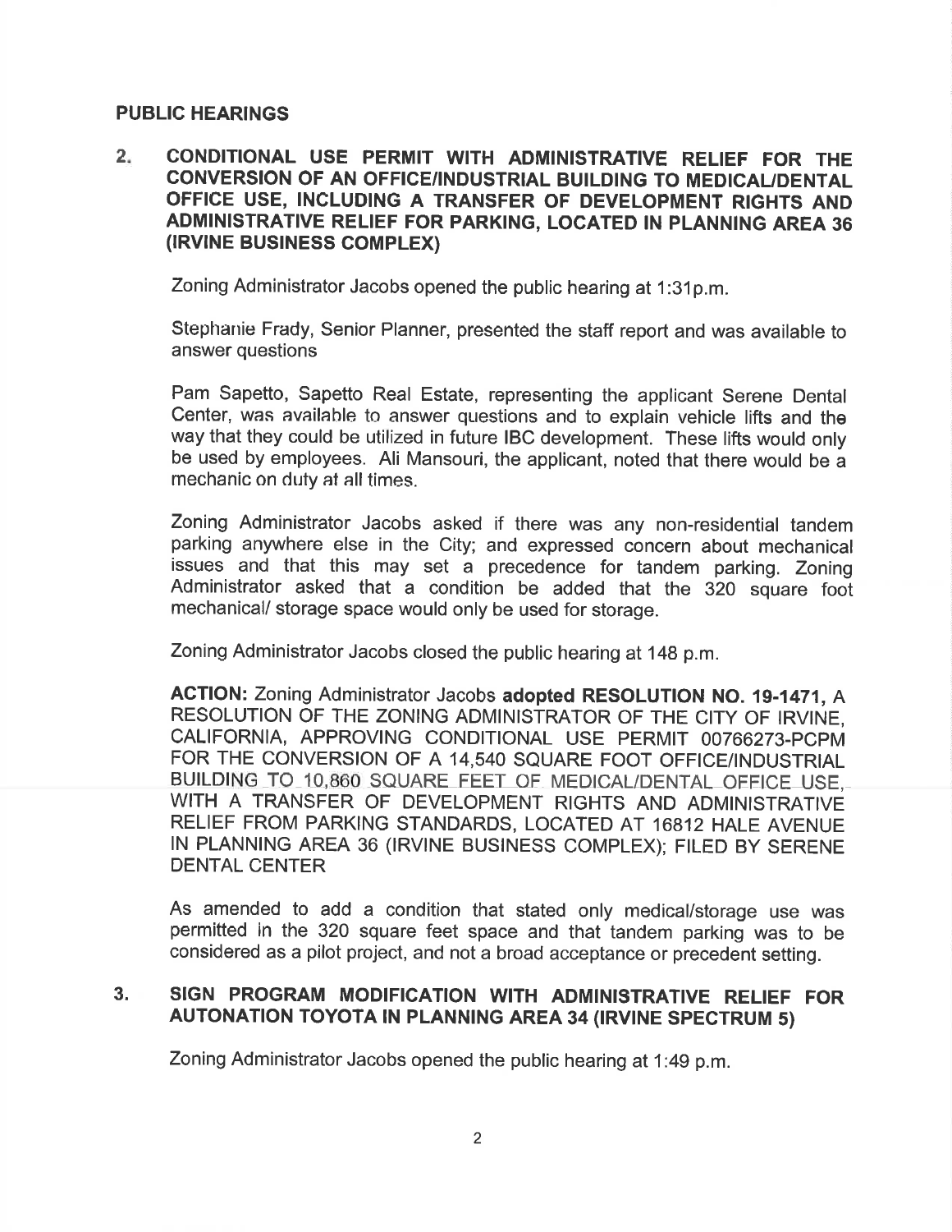## PUBLIC HEARINGS

### 2. CONDITIONAL USE PERMIT WITH ADMINISTRATIVE RELIEF FOR THE CONVERSION OF AN OFFICE/INDUSTRIAL BUILDING TO MEDICAL/DENTAL OFFICE USE, INCLUDING A TRANSFER OF DEVELOPMENT RIGHTS AND ADMINISTRATIVE RELIEF FOR PARKING, LOCATED IN PLANNING AREA 36 (IRVINE BUSINESS COMPLEX)

Zoning Administrator Jacobs opened the public hearing at 1:31p.m.

Stephanie Frady, Senior Planner, presented the staff report and was available to answer questions

Pam Sapetto, Sapetto Real Estate, representing the applicant Serene Dental Center, was available to answer questions and to explain vehicle lifts and the way that they could be utilized in future IBC development. These lifts would only be used by employees. Ali Mansouri, the applicant, noted that there would be a mechanic on duty at all times.

Zoning Administrator Jacobs asked if there was any non-residential tandem parking anywhere else in the City; and expressed concern about mechanical issues and that this may set a precedence for tandem parking. Zoning Administrator asked that a condition be added that the 320 square foot mechanical/ storage space would only be used for storage.

Zoning Administrator Jacobs closed the public hearing at 148 p.m.

**ACTION:** Zoning Administrator Jacobs **adopted RESOLUTION NO. 19-1471,** A RESOLUTION OF THE ZONING ADMINISTRATOR OF THE CITY OF IRVINE, CALIFORNIA, APPROVING CONDITIONAL USE PERMIT 00766273-PCPM FOR THE CONVERSION OF A 14,540 SQUARE FOOT OFFICE/INDUSTRIAL BUILDING TO 10,860 SQUARE FEET OF MEDICAL/DENTAL OFFICE USE, WITH A TRANSFER OF DEVELOPMENT RIGHTS AND ADMINISTRATIVE RELIEF FROM PARKING STANDARDS, LOCATED AT 16812 HALE AVENUE IN PLANNING AREA 36 (IRVINE BUSINESS COMPLEX); FILED BY SERENE DENTAL CENTER

As amended to add a condition that stated only medical/storage use was permitted in the 320 square feet space and that tandem parking was to be considered as a pilot project, and not a broad acceptance or precedent setting.

### 3. SIGN PROGRAM MODIFICATION WITH ADMINISTRATIVE RELIEF FOR AUTONATION TOYOTA IN PLANNING AREA 34 (IRVINE SPECTRUM 5)

Zoning Administrator Jacobs opened the public hearing at 1:49 p.m.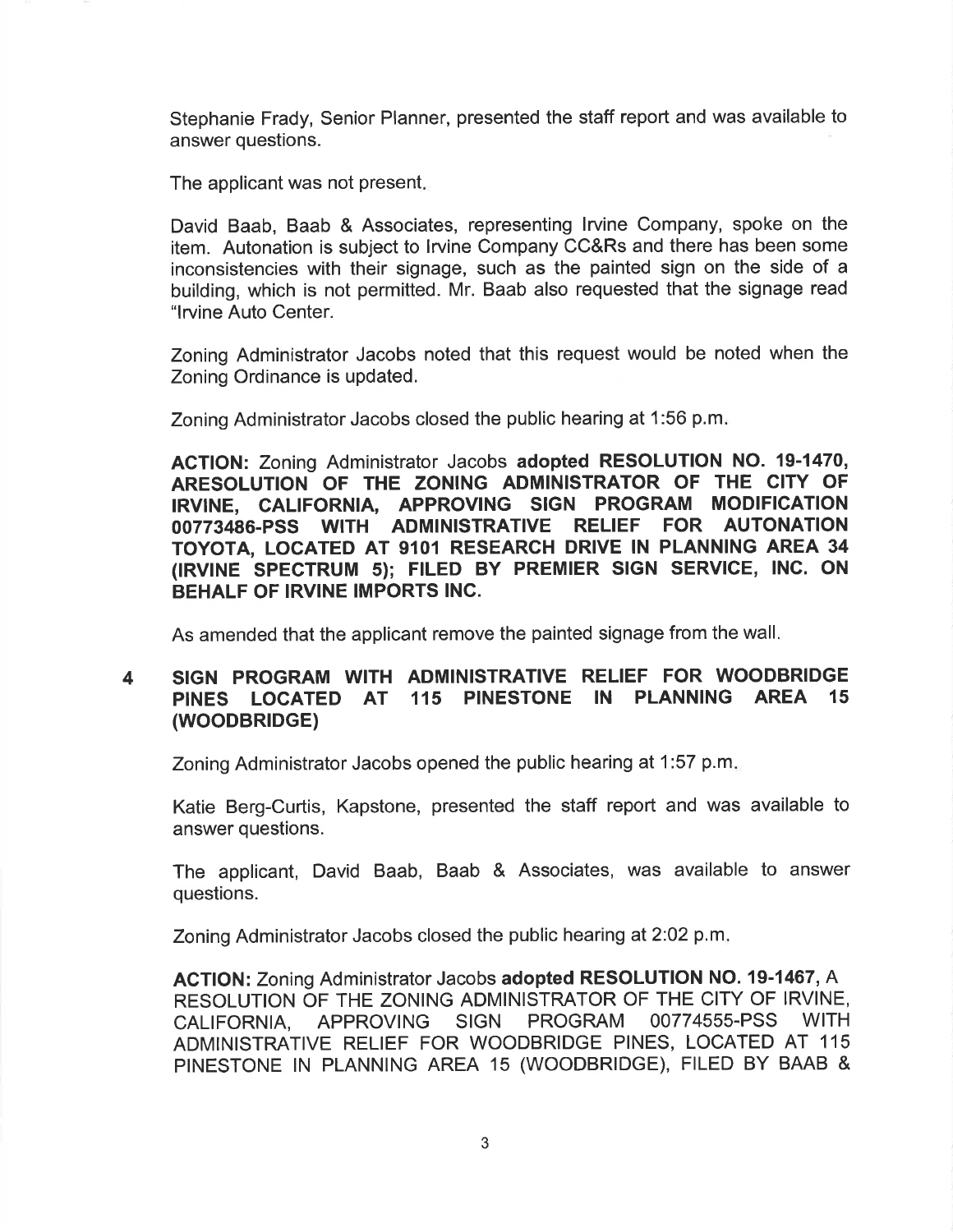Stephanie Frady, Senior Planner, presented the staff report and was available to answer questions.

The applicant was not present.

David Baab, Baab & Associates, representing Irvine Company, spoke on the item. Autonation is subject to Irvine Company CC&Rs and there has been some inconsistencies with their signage, such as the painted sign on the side of a building, which is not permitted. Mr. Baab also requested that the signage read "Irvine Auto Center.

Zoning Administrator Jacobs noted that this request would be noted when the Zoning Ordinance is updated.

Zoning Administrator Jacobs closed the public hearing at 1:56 p.m.

**ACTION:** Zoning Administrator Jacobs **adopted RESOLUTION NO. 19-1470, ARESOLUTION OF THE ZONING ADMINISTRATOR OF THE CITY OF IRVINE, CALIFORNIA, APPROVING SIGN PROGRAM MODIFICATION 00773486-PSS WITH ADMINISTRATIVE RELIEF FOR AUTONATION TOYOTA, LOCATED AT 9101 RESEARCH DRIVE IN PLANNING AREA 34 (IRVINE SPECTRUM 5); FILED BY PREMIER SIGN SERVICE, INC. ON BEHALF OF IRVINE IMPORTS INC.**

As amended that the applicant remove the painted signage from the wall.

**4 SIGN PROGRAM WITH ADMINISTRATIVE RELIEF FOR WOODBRIDGE PINES LOCATED AT 115 PINESTONE IN PLANNING AREA 15 (WOODBRIDGE)**

Zoning Administrator Jacobs opened the public hearing at 1:57 p.m.

Katie Berg-Curtis, Kapstone, presented the staff report and was available to answer questions.

The applicant, David Baab, Baab & Associates, was available to answer questions.

Zoning Administrator Jacobs closed the public hearing at 2:02 p.m.

**ACTION:** Zoning Administrator Jacobs **adopted RESOLUTION NO. 19-1467,** A RESOLUTION OF THE ZONING ADMINISTRATOR OF THE CITY OF IRVINE, CALIFORNIA, APPROVING SIGN PROGRAM 00774555-PSS WITH ADMINISTRATIVE RELIEF FOR WOODBRIDGE PINES, LOCATED AT 115 PINESTONE IN PLANNING AREA 15 (WOODBRIDGE), FILED BY BAAB &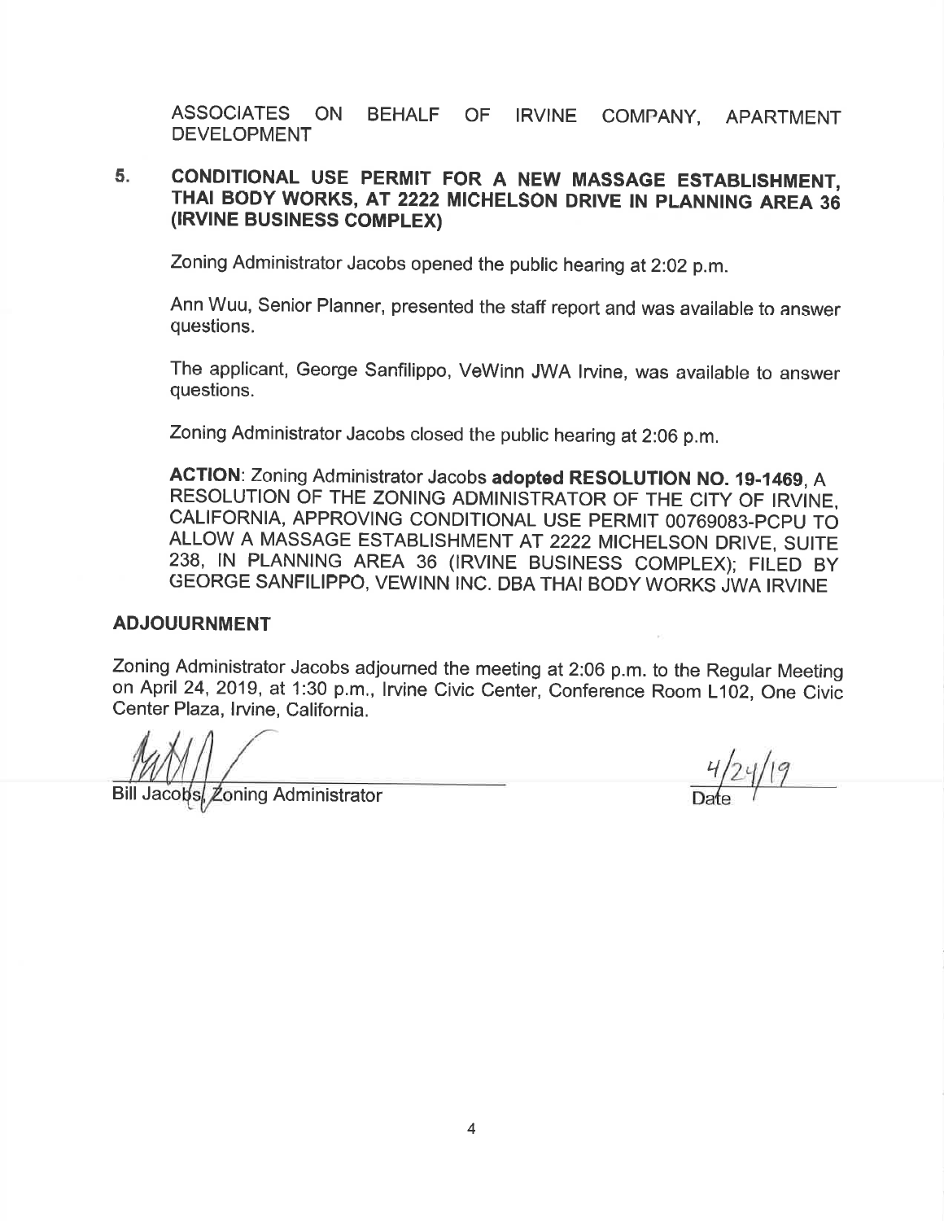ASSOCIATES ON BEHALF OF IRVINE COMPANY, APARTMENT DEVELOPMENT

5. **CONDITIONAL USE PERMIT FOR A NEW MASSAGE ESTABLISHMENT, THAI BODY WORKS, AT 2222 MICHELSON DRIVE IN PLANNING AREA 36 (IRVINE BUSINESS COMPLEX)**

   Zoning Administrator Jacobs opened the public hearing at 2:02 p.m.

   Ann Wuu, Senior Planner, presented the staff report and was available to answer questions.

   The applicant, George Sanfilippo, VeWinn JWA Irvine, was available to answer questions.

   Zoning Administrator Jacobs closed the public hearing at 2:06 p.m.

   **ACTION**: Zoning Administrator Jacobs **adopted RESOLUTION NO. 19-1469**, A RESOLUTION OF THE ZONING ADMINISTRATOR OF THE CITY OF IRVINE, CALIFORNIA, APPROVING CONDITIONAL USE PERMIT 00769083-PCPU TO ALLOW A MASSAGE ESTABLISHMENT AT 2222 MICHELSON DRIVE, SUITE 238, IN PLANNING AREA 36 (IRVINE BUSINESS COMPLEX); FILED BY GEORGE SANFILIPPO, VEWINN INC. DBA THAI BODY WORKS JWA IRVINE

## ADJOUURNMENT

Zoning Administrator Jacobs adjourned the meeting at 2:06 p.m. to the Regular Meeting on April 24, 2019, at 1:30 p.m., Irvine Civic Center, Conference Room L102, One Civic Center Plaza, Irvine, California.

Bill Jacobs, Zoning Administrator

4/24/19
Date